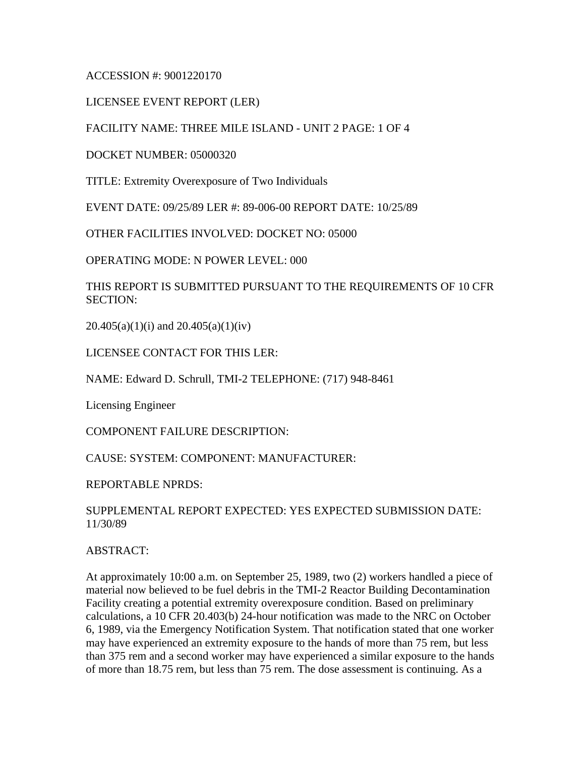ACCESSION #: 9001220170

LICENSEE EVENT REPORT (LER)

FACILITY NAME: THREE MILE ISLAND - UNIT 2 PAGE: 1 OF 4

DOCKET NUMBER: 05000320

TITLE: Extremity Overexposure of Two Individuals

EVENT DATE: 09/25/89 LER #: 89-006-00 REPORT DATE: 10/25/89

OTHER FACILITIES INVOLVED: DOCKET NO: 05000

OPERATING MODE: N POWER LEVEL: 000

THIS REPORT IS SUBMITTED PURSUANT TO THE REQUIREMENTS OF 10 CFR SECTION:

20.405(a)(1)(i) and 20.405(a)(1)(iv)

LICENSEE CONTACT FOR THIS LER:

NAME: Edward D. Schrull, TMI-2 TELEPHONE: (717) 948-8461

Licensing Engineer

COMPONENT FAILURE DESCRIPTION:

CAUSE: SYSTEM: COMPONENT: MANUFACTURER:

REPORTABLE NPRDS:

SUPPLEMENTAL REPORT EXPECTED: YES EXPECTED SUBMISSION DATE: 11/30/89

ABSTRACT:

At approximately 10:00 a.m. on September 25, 1989, two (2) workers handled a piece of material now believed to be fuel debris in the TMI-2 Reactor Building Decontamination Facility creating a potential extremity overexposure condition. Based on preliminary calculations, a 10 CFR 20.403(b) 24-hour notification was made to the NRC on October 6, 1989, via the Emergency Notification System. That notification stated that one worker may have experienced an extremity exposure to the hands of more than 75 rem, but less than 375 rem and a second worker may have experienced a similar exposure to the hands of more than 18.75 rem, but less than 75 rem. The dose assessment is continuing. As a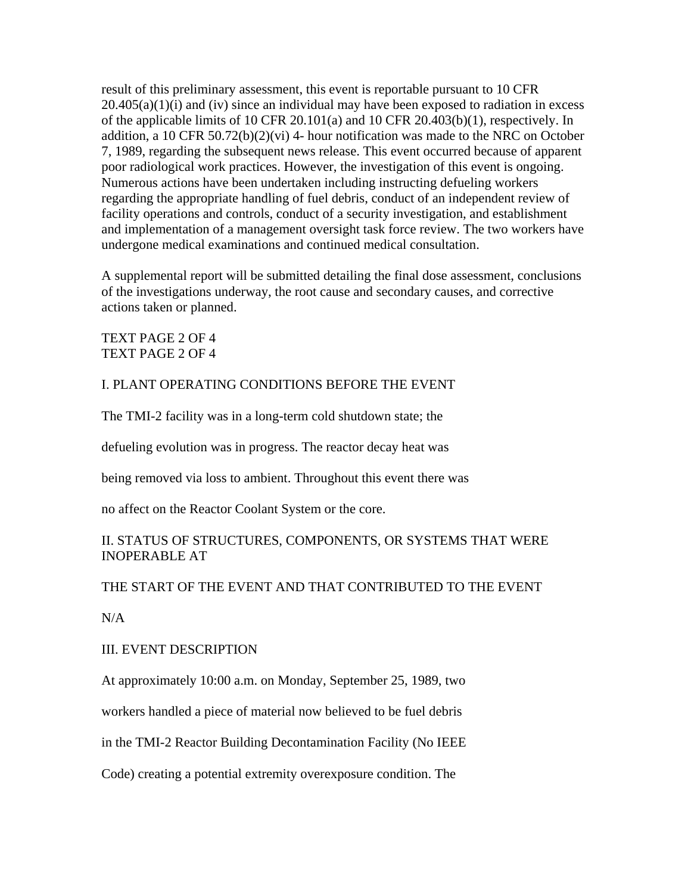result of this preliminary assessment, this event is reportable pursuant to 10 CFR 20.405(a)(1)(i) and (iv) since an individual may have been exposed to radiation in excess of the applicable limits of 10 CFR 20.101(a) and 10 CFR 20.403(b)(1), respectively. In addition, a 10 CFR 50.72(b)(2)(vi) 4- hour notification was made to the NRC on October 7, 1989, regarding the subsequent news release. This event occurred because of apparent poor radiological work practices. However, the investigation of this event is ongoing. Numerous actions have been undertaken including instructing defueling workers regarding the appropriate handling of fuel debris, conduct of an independent review of facility operations and controls, conduct of a security investigation, and establishment and implementation of a management oversight task force review. The two workers have undergone medical examinations and continued medical consultation.

A supplemental report will be submitted detailing the final dose assessment, conclusions of the investigations underway, the root cause and secondary causes, and corrective actions taken or planned.

TEXT PAGE 2 OF 4
TEXT PAGE 2 OF 4

I. PLANT OPERATING CONDITIONS BEFORE THE EVENT

The TMI-2 facility was in a long-term cold shutdown state; the

defueling evolution was in progress. The reactor decay heat was

being removed via loss to ambient. Throughout this event there was

no affect on the Reactor Coolant System or the core.

II. STATUS OF STRUCTURES, COMPONENTS, OR SYSTEMS THAT WERE INOPERABLE AT

THE START OF THE EVENT AND THAT CONTRIBUTED TO THE EVENT

N/A

III. EVENT DESCRIPTION

At approximately 10:00 a.m. on Monday, September 25, 1989, two

workers handled a piece of material now believed to be fuel debris

in the TMI-2 Reactor Building Decontamination Facility (No IEEE

Code) creating a potential extremity overexposure condition. The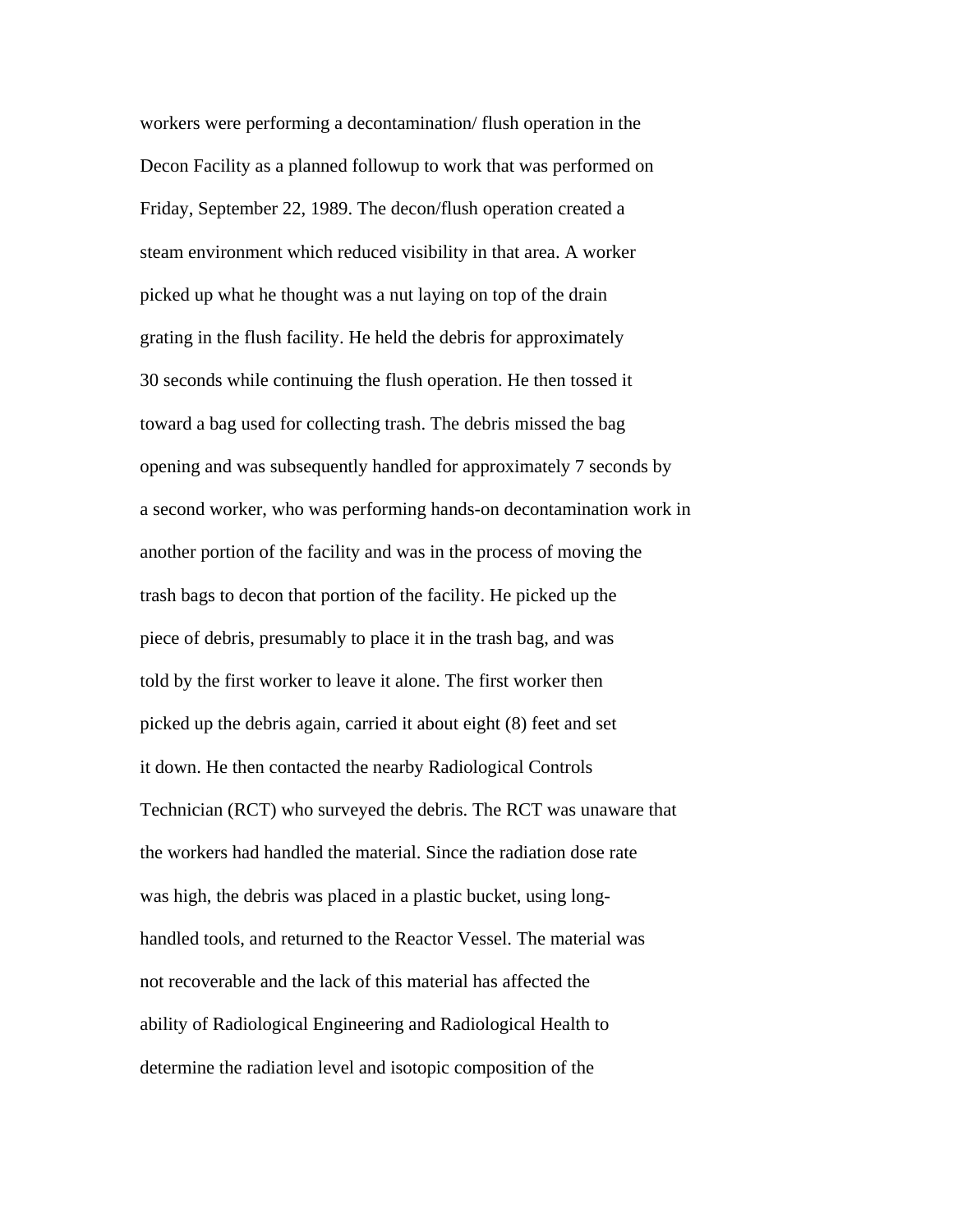workers were performing a decontamination/ flush operation in the Decon Facility as a planned followup to work that was performed on Friday, September 22, 1989. The decon/flush operation created a steam environment which reduced visibility in that area. A worker picked up what he thought was a nut laying on top of the drain grating in the flush facility. He held the debris for approximately 30 seconds while continuing the flush operation. He then tossed it toward a bag used for collecting trash. The debris missed the bag opening and was subsequently handled for approximately 7 seconds by a second worker, who was performing hands-on decontamination work in another portion of the facility and was in the process of moving the trash bags to decon that portion of the facility. He picked up the piece of debris, presumably to place it in the trash bag, and was told by the first worker to leave it alone. The first worker then picked up the debris again, carried it about eight (8) feet and set it down. He then contacted the nearby Radiological Controls Technician (RCT) who surveyed the debris. The RCT was unaware that the workers had handled the material. Since the radiation dose rate was high, the debris was placed in a plastic bucket, using long-handled tools, and returned to the Reactor Vessel. The material was not recoverable and the lack of this material has affected the ability of Radiological Engineering and Radiological Health to determine the radiation level and isotopic composition of the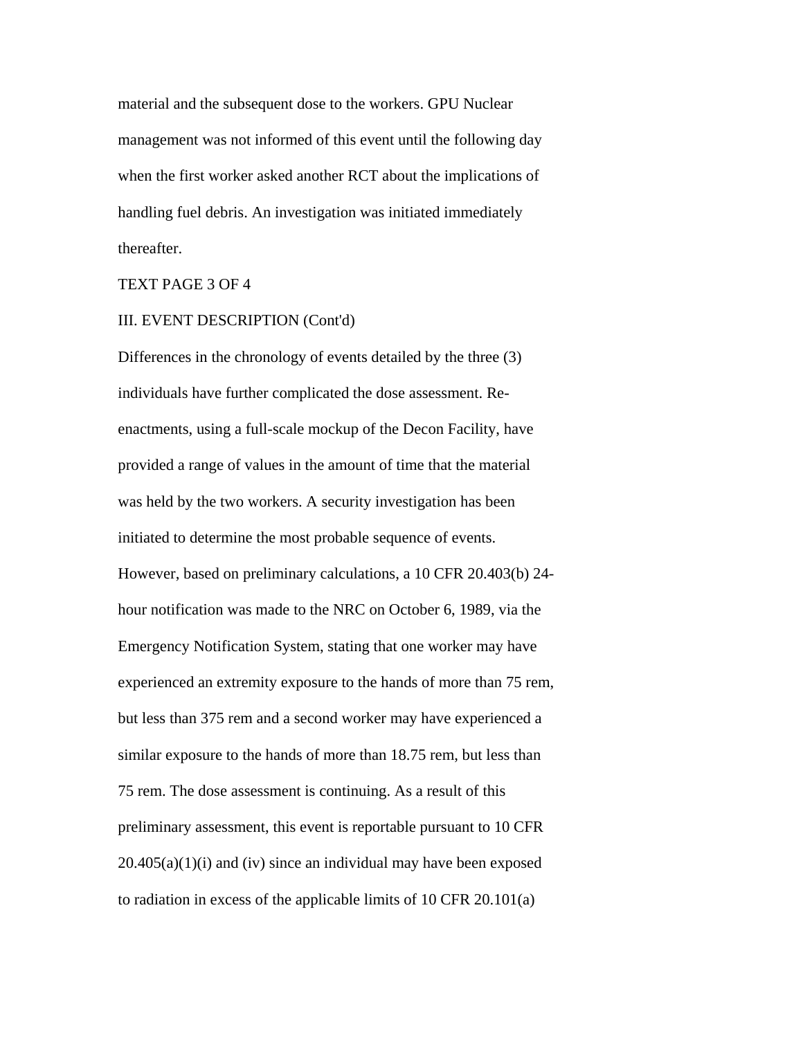material and the subsequent dose to the workers. GPU Nuclear management was not informed of this event until the following day when the first worker asked another RCT about the implications of handling fuel debris. An investigation was initiated immediately thereafter.

TEXT PAGE 3 OF 4

III. EVENT DESCRIPTION (Cont'd)

Differences in the chronology of events detailed by the three (3) individuals have further complicated the dose assessment. Re-enactments, using a full-scale mockup of the Decon Facility, have provided a range of values in the amount of time that the material was held by the two workers. A security investigation has been initiated to determine the most probable sequence of events. However, based on preliminary calculations, a 10 CFR 20.403(b) 24-hour notification was made to the NRC on October 6, 1989, via the Emergency Notification System, stating that one worker may have experienced an extremity exposure to the hands of more than 75 rem, but less than 375 rem and a second worker may have experienced a similar exposure to the hands of more than 18.75 rem, but less than 75 rem. The dose assessment is continuing. As a result of this preliminary assessment, this event is reportable pursuant to 10 CFR 20.405(a)(1)(i) and (iv) since an individual may have been exposed to radiation in excess of the applicable limits of 10 CFR 20.101(a)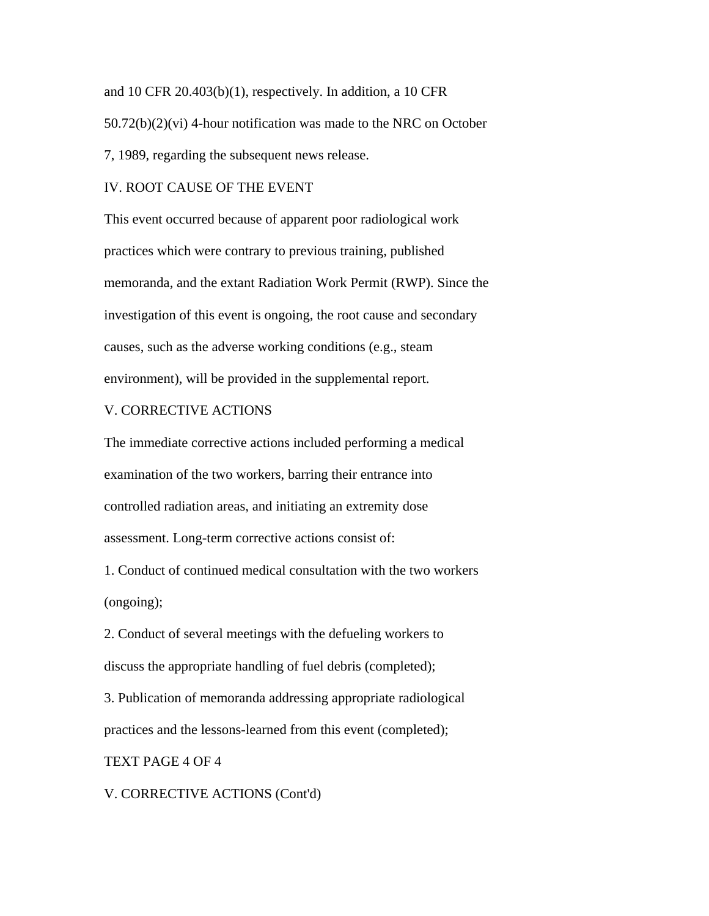and 10 CFR 20.403(b)(1), respectively. In addition, a 10 CFR 50.72(b)(2)(vi) 4-hour notification was made to the NRC on October 7, 1989, regarding the subsequent news release.

## IV. ROOT CAUSE OF THE EVENT

This event occurred because of apparent poor radiological work practices which were contrary to previous training, published memoranda, and the extant Radiation Work Permit (RWP). Since the investigation of this event is ongoing, the root cause and secondary causes, such as the adverse working conditions (e.g., steam environment), will be provided in the supplemental report.

## V. CORRECTIVE ACTIONS

The immediate corrective actions included performing a medical examination of the two workers, barring their entrance into controlled radiation areas, and initiating an extremity dose assessment. Long-term corrective actions consist of:

1. Conduct of continued medical consultation with the two workers (ongoing);
2. Conduct of several meetings with the defueling workers to discuss the appropriate handling of fuel debris (completed);
3. Publication of memoranda addressing appropriate radiological practices and the lessons-learned from this event (completed);

TEXT PAGE 4 OF 4

## V. CORRECTIVE ACTIONS (Cont'd)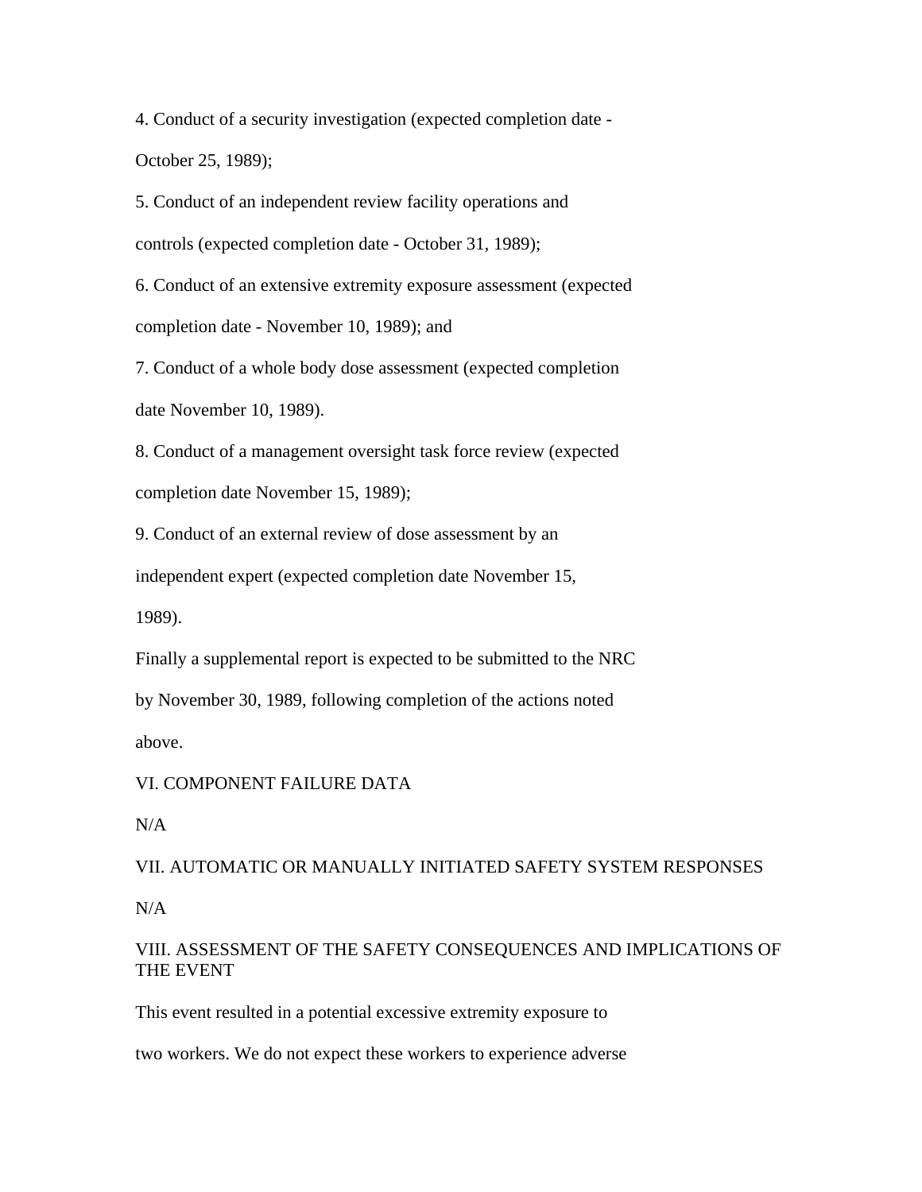4. Conduct of a security investigation (expected completion date - October 25, 1989);

5. Conduct of an independent review facility operations and controls (expected completion date - October 31, 1989);

6. Conduct of an extensive extremity exposure assessment (expected completion date - November 10, 1989); and

7. Conduct of a whole body dose assessment (expected completion date November 10, 1989).

8. Conduct of a management oversight task force review (expected completion date November 15, 1989);

9. Conduct of an external review of dose assessment by an independent expert (expected completion date November 15, 1989).

Finally a supplemental report is expected to be submitted to the NRC by November 30, 1989, following completion of the actions noted above.

VI. COMPONENT FAILURE DATA

N/A

VII. AUTOMATIC OR MANUALLY INITIATED SAFETY SYSTEM RESPONSES

N/A

VIII. ASSESSMENT OF THE SAFETY CONSEQUENCES AND IMPLICATIONS OF THE EVENT

This event resulted in a potential excessive extremity exposure to two workers. We do not expect these workers to experience adverse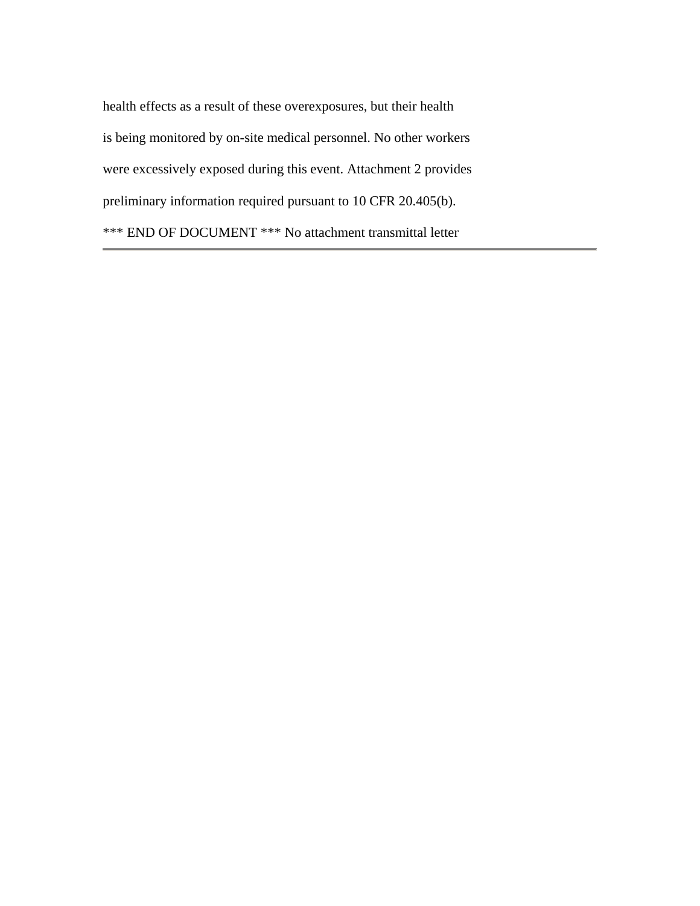health effects as a result of these overexposures, but their health is being monitored by on-site medical personnel. No other workers were excessively exposed during this event. Attachment 2 provides preliminary information required pursuant to 10 CFR 20.405(b).

*** END OF DOCUMENT *** No attachment transmittal letter

---